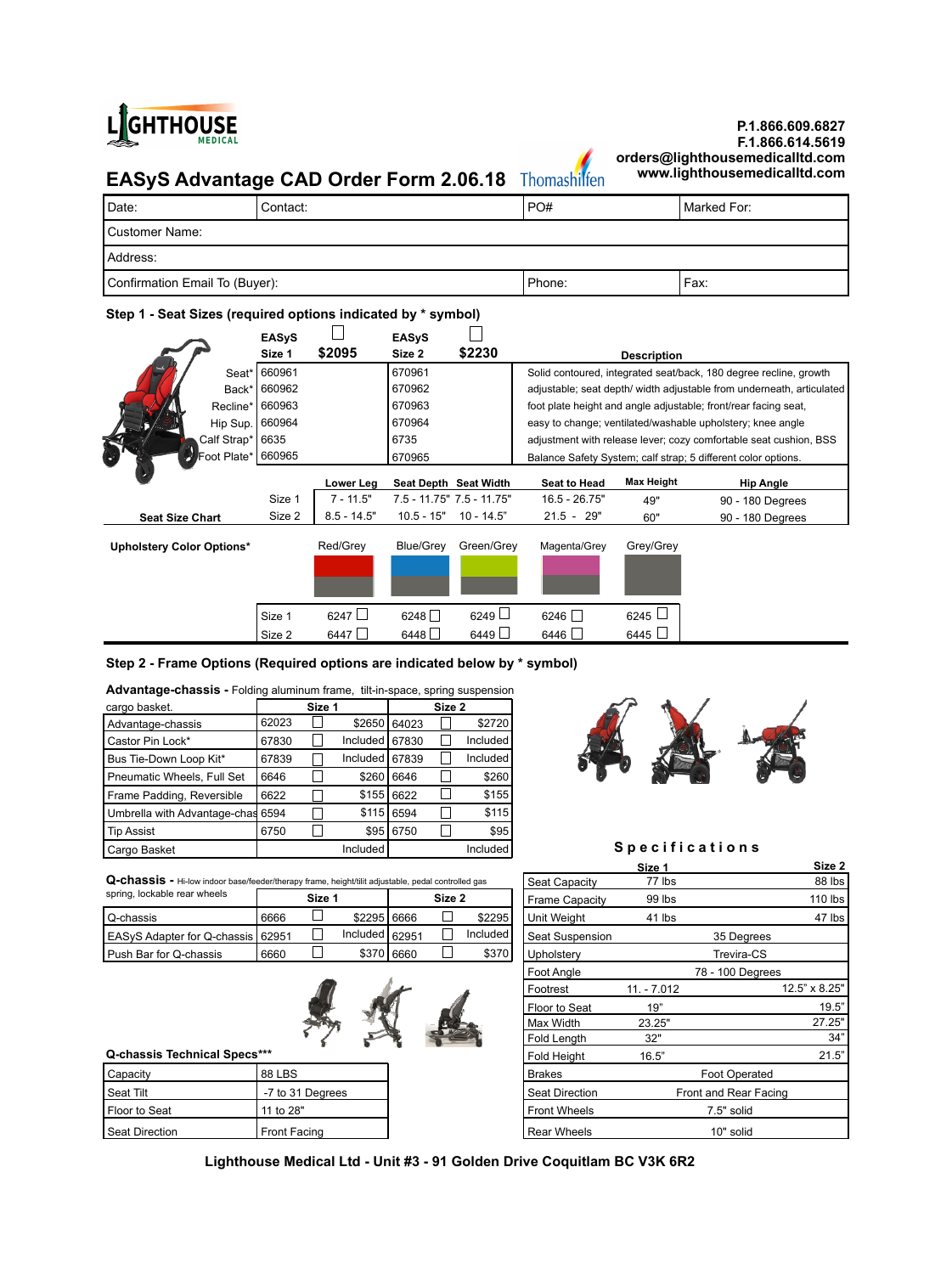LIGHTHOUSE MEDICAL

P.1.866.609.6827
F.1.866.614.5619
orders@lighthousemedicalltd.com
www.lighthousemedicalltd.com

# EASyS Advantage CAD Order Form 2.06.18

Thomashilfen

| Date: | Contact: | PO# | Marked For: |
|---|---|---|---|
| Customer Name: | | | |
| Address: | | | |
| Confirmation Email To (Buyer): | | Phone: | Fax: |

## Step 1 - Seat Sizes (required options indicated by * symbol)

| | EASyS Size 1 | $2095 ☐ | EASyS Size 2 | $2230 ☐ | Description |
|---|---|---|---|---|---|
| Seat* | 660961 | | 670961 | | Solid contoured, integrated seat/back, 180 degree recline, growth |
| Back* | 660962 | | 670962 | | adjustable; seat depth/ width adjustable from underneath, articulated |
| Recline* | 660963 | | 670963 | | foot plate height and angle adjustable; front/rear facing seat, |
| Hip Sup. | 660964 | | 670964 | | easy to change; ventilated/washable upholstery; knee angle |
| Calf Strap* | 6635 | | 6735 | | adjustment with release lever; cozy comfortable seat cushion, BSS |
| Foot Plate* | 660965 | | 670965 | | Balance Safety System; calf strap; 5 different color options. |

**Seat Size Chart**

| | Lower Leg | Seat Depth | Seat Width | Seat to Head | Max Height | Hip Angle |
|---|---|---|---|---|---|---|
| Size 1 | 7 - 11.5" | 7.5 - 11.75" | 7.5 - 11.75" | 16.5 - 26.75" | 49" | 90 - 180 Degrees |
| Size 2 | 8.5 - 14.5" | 10.5 - 15" | 10 - 14.5" | 21.5 - 29" | 60" | 90 - 180 Degrees |

**Upholstery Color Options***

| | Red/Grey | Blue/Grey | Green/Grey | Magenta/Grey | Grey/Grey |
|---|---|---|---|---|---|
| Size 1 | 6247 ☐ | 6248 ☐ | 6249 ☐ | 6246 ☐ | 6245 ☐ |
| Size 2 | 6447 ☐ | 6448 ☐ | 6449 ☐ | 6446 ☐ | 6445 ☐ |

## Step 2 - Frame Options (Required options are indicated below by * symbol)

**Advantage-chassis -** Folding aluminum frame, tilt-in-space, spring suspension cargo basket.

| | Size 1 | | | Size 2 | | |
|---|---|---|---|---|---|---|
| Advantage-chassis | 62023 | ☐ | $2650 | 64023 | ☐ | $2720 |
| Castor Pin Lock* | 67830 | ☐ | Included | 67830 | ☐ | Included |
| Bus Tie-Down Loop Kit* | 67839 | ☐ | Included | 67839 | ☐ | Included |
| Pneumatic Wheels, Full Set | 6646 | ☐ | $260 | 6646 | ☐ | $260 |
| Frame Padding, Reversible | 6622 | ☐ | $155 | 6622 | ☐ | $155 |
| Umbrella with Advantage-chas | 6594 | ☐ | $115 | 6594 | ☐ | $115 |
| Tip Assist | 6750 | ☐ | $95 | 6750 | ☐ | $95 |
| Cargo Basket | | | Included | | | Included |

**Q-chassis -** Hi-low indoor base/feeder/therapy frame, height/tilt adjustable, pedal controlled gas spring, lockable rear wheels

| | Size 1 | | | Size 2 | | |
|---|---|---|---|---|---|---|
| Q-chassis | 6666 | ☐ | $2295 | 6666 | ☐ | $2295 |
| EASyS Adapter for Q-chassis | 62951 | ☐ | Included | 62951 | ☐ | Included |
| Push Bar for Q-chassis | 6660 | ☐ | $370 | 6660 | ☐ | $370 |

**Q-chassis Technical Specs*****

| | |
|---|---|
| Capacity | 88 LBS |
| Seat Tilt | -7 to 31 Degrees |
| Floor to Seat | 11 to 28" |
| Seat Direction | Front Facing |

### Specifications

| | Size 1 | Size 2 |
|---|---|---|
| Seat Capacity | 77 lbs | 88 lbs |
| Frame Capacity | 99 lbs | 110 lbs |
| Unit Weight | 41 lbs | 47 lbs |
| Seat Suspension | 35 Degrees | |
| Upholstery | Trevira-CS | |
| Foot Angle | 78 - 100 Degrees | |
| Footrest | 11. - 7.012 | 12.5" x 8.25" |
| Floor to Seat | 19" | 19.5" |
| Max Width | 23.25" | 27.25" |
| Fold Length | 32" | 34" |
| Fold Height | 16.5" | 21.5" |
| Brakes | Foot Operated | |
| Seat Direction | Front and Rear Facing | |
| Front Wheels | 7.5" solid | |
| Rear Wheels | 10" solid | |

**Lighthouse Medical Ltd - Unit #3 - 91 Golden Drive Coquitlam BC V3K 6R2**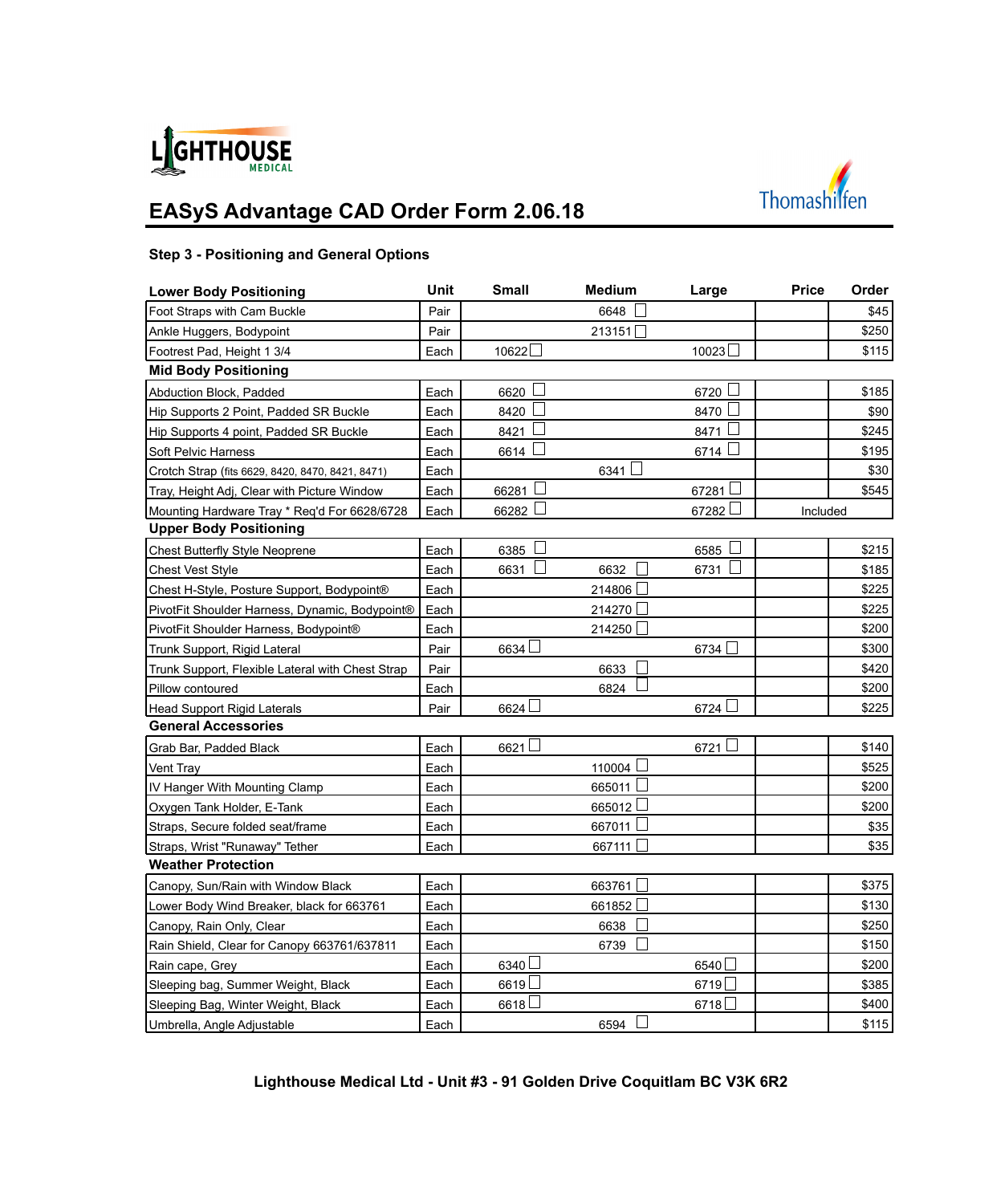LIGHTHOUSE MEDICAL

Thomashilfen

# EASyS Advantage CAD Order Form 2.06.18

### Step 3 - Positioning and General Options

| Lower Body Positioning | Unit | Small | Medium | Large | Price | Order |
|---|---|---|---|---|---|---|
| Foot Straps with Cam Buckle | Pair | | 6648 ☐ | | | $45 |
| Ankle Huggers, Bodypoint | Pair | | 213151 ☐ | | | $250 |
| Footrest Pad, Height 1 3/4 | Each | 10622 ☐ | | 10023 ☐ | | $115 |
| **Mid Body Positioning** | | | | | | |
| Abduction Block, Padded | Each | 6620 ☐ | | 6720 ☐ | | $185 |
| Hip Supports 2 Point, Padded SR Buckle | Each | 8420 ☐ | | 8470 ☐ | | $90 |
| Hip Supports 4 point, Padded SR Buckle | Each | 8421 ☐ | | 8471 ☐ | | $245 |
| Soft Pelvic Harness | Each | 6614 ☐ | | 6714 ☐ | | $195 |
| Crotch Strap (fits 6629, 8420, 8470, 8421, 8471) | Each | | 6341 ☐ | | | $30 |
| Tray, Height Adj, Clear with Picture Window | Each | 66281 ☐ | | 67281 ☐ | | $545 |
| Mounting Hardware Tray * Req'd For 6628/6728 | Each | 66282 ☐ | | 67282 ☐ | Included | |
| **Upper Body Positioning** | | | | | | |
| Chest Butterfly Style Neoprene | Each | 6385 ☐ | | 6585 ☐ | | $215 |
| Chest Vest Style | Each | 6631 ☐ | 6632 ☐ | 6731 ☐ | | $185 |
| Chest H-Style, Posture Support, Bodypoint® | Each | | 214806 ☐ | | | $225 |
| PivotFit Shoulder Harness, Dynamic, Bodypoint® | Each | | 214270 ☐ | | | $225 |
| PivotFit Shoulder Harness, Bodypoint® | Each | | 214250 ☐ | | | $200 |
| Trunk Support, Rigid Lateral | Pair | 6634 ☐ | | 6734 ☐ | | $300 |
| Trunk Support, Flexible Lateral with Chest Strap | Pair | | 6633 ☐ | | | $420 |
| Pillow contoured | Each | | 6824 ☐ | | | $200 |
| Head Support Rigid Laterals | Pair | 6624 ☐ | | 6724 ☐ | | $225 |
| **General Accessories** | | | | | | |
| Grab Bar, Padded Black | Each | 6621 ☐ | | 6721 ☐ | | $140 |
| Vent Tray | Each | | 110004 ☐ | | | $525 |
| IV Hanger With Mounting Clamp | Each | | 665011 ☐ | | | $200 |
| Oxygen Tank Holder, E-Tank | Each | | 665012 ☐ | | | $200 |
| Straps, Secure folded seat/frame | Each | | 667011 ☐ | | | $35 |
| Straps, Wrist "Runaway" Tether | Each | | 667111 ☐ | | | $35 |
| **Weather Protection** | | | | | | |
| Canopy, Sun/Rain with Window Black | Each | | 663761 ☐ | | | $375 |
| Lower Body Wind Breaker, black for 663761 | Each | | 661852 ☐ | | | $130 |
| Canopy, Rain Only, Clear | Each | | 6638 ☐ | | | $250 |
| Rain Shield, Clear for Canopy 663761/637811 | Each | | 6739 ☐ | | | $150 |
| Rain cape, Grey | Each | 6340 ☐ | | 6540 ☐ | | $200 |
| Sleeping bag, Summer Weight, Black | Each | 6619 ☐ | | 6719 ☐ | | $385 |
| Sleeping Bag, Winter Weight, Black | Each | 6618 ☐ | | 6718 ☐ | | $400 |
| Umbrella, Angle Adjustable | Each | | 6594 ☐ | | | $115 |

**Lighthouse Medical Ltd - Unit #3 - 91 Golden Drive Coquitlam BC V3K 6R2**